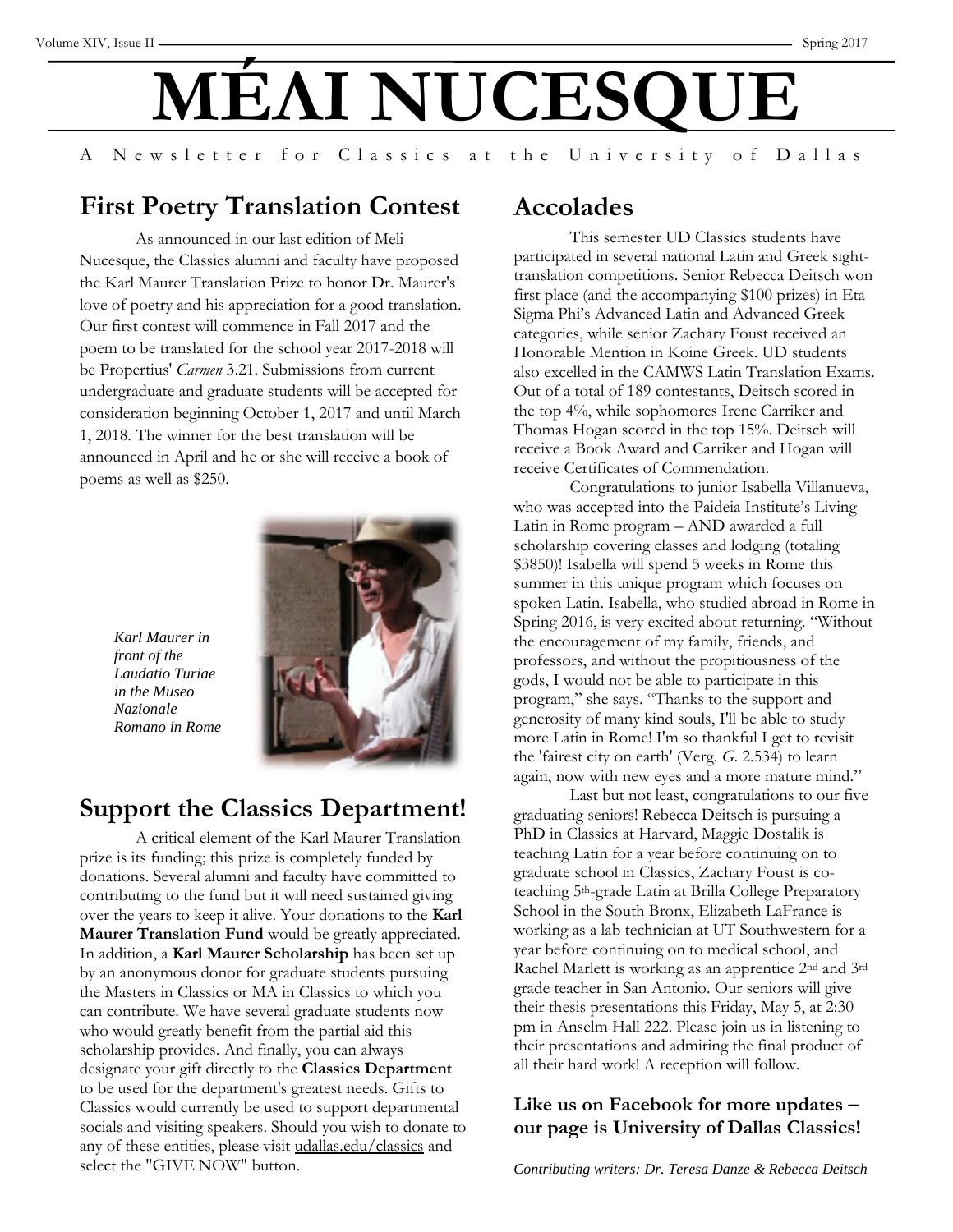# ΜΈΛΙ NUCESQUE

A Newsletter for Classics at the University of Dallas

## First Poetry Translation Contest

As announced in our last edition of Meli Nucesque, the Classics alumni and faculty have proposed the Karl Maurer Translation Prize to honor Dr. Maurer's love of poetry and his appreciation for a good translation. Our first contest will commence in Fall 2017 and the poem to be translated for the school year 2017-2018 will be Propertius' *Carmen* 3.21. Submissions from current undergraduate and graduate students will be accepted for consideration beginning October 1, 2017 and until March 1, 2018. The winner for the best translation will be announced in April and he or she will receive a book of poems as well as $250.

*Karl Maurer in front of the Laudatio Turiae in the Museo Nazionale Romano in Rome*

## Support the Classics Department!

A critical element of the Karl Maurer Translation prize is its funding; this prize is completely funded by donations. Several alumni and faculty have committed to contributing to the fund but it will need sustained giving over the years to keep it alive. Your donations to the **Karl Maurer Translation Fund** would be greatly appreciated. In addition, a **Karl Maurer Scholarship** has been set up by an anonymous donor for graduate students pursuing the Masters in Classics or MA in Classics to which you can contribute. We have several graduate students now who would greatly benefit from the partial aid this scholarship provides. And finally, you can always designate your gift directly to the **Classics Department** to be used for the department's greatest needs. Gifts to Classics would currently be used to support departmental socials and visiting speakers. Should you wish to donate to any of these entities, please visit udallas.edu/classics and select the "GIVE NOW" button.

## Accolades

This semester UD Classics students have participated in several national Latin and Greek sight-translation competitions. Senior Rebecca Deitsch won first place (and the accompanying $100 prizes) in Eta Sigma Phi's Advanced Latin and Advanced Greek categories, while senior Zachary Foust received an Honorable Mention in Koine Greek. UD students also excelled in the CAMWS Latin Translation Exams. Out of a total of 189 contestants, Deitsch scored in the top 4%, while sophomores Irene Carriker and Thomas Hogan scored in the top 15%. Deitsch will receive a Book Award and Carriker and Hogan will receive Certificates of Commendation.

Congratulations to junior Isabella Villanueva, who was accepted into the Paideia Institute's Living Latin in Rome program – AND awarded a full scholarship covering classes and lodging (totaling $3850)! Isabella will spend 5 weeks in Rome this summer in this unique program which focuses on spoken Latin. Isabella, who studied abroad in Rome in Spring 2016, is very excited about returning. "Without the encouragement of my family, friends, and professors, and without the propitiousness of the gods, I would not be able to participate in this program," she says. "Thanks to the support and generosity of many kind souls, I'll be able to study more Latin in Rome! I'm so thankful I get to revisit the 'fairest city on earth' (Verg. *G.* 2.534) to learn again, now with new eyes and a more mature mind."

Last but not least, congratulations to our five graduating seniors! Rebecca Deitsch is pursuing a PhD in Classics at Harvard, Maggie Dostalik is teaching Latin for a year before continuing on to graduate school in Classics, Zachary Foust is co-teaching 5th-grade Latin at Brilla College Preparatory School in the South Bronx, Elizabeth LaFrance is working as a lab technician at UT Southwestern for a year before continuing on to medical school, and Rachel Marlett is working as an apprentice 2nd and 3rd grade teacher in San Antonio. Our seniors will give their thesis presentations this Friday, May 5, at 2:30 pm in Anselm Hall 222. Please join us in listening to their presentations and admiring the final product of all their hard work! A reception will follow.

**Like us on Facebook for more updates – our page is University of Dallas Classics!**

*Contributing writers: Dr. Teresa Danze & Rebecca Deitsch*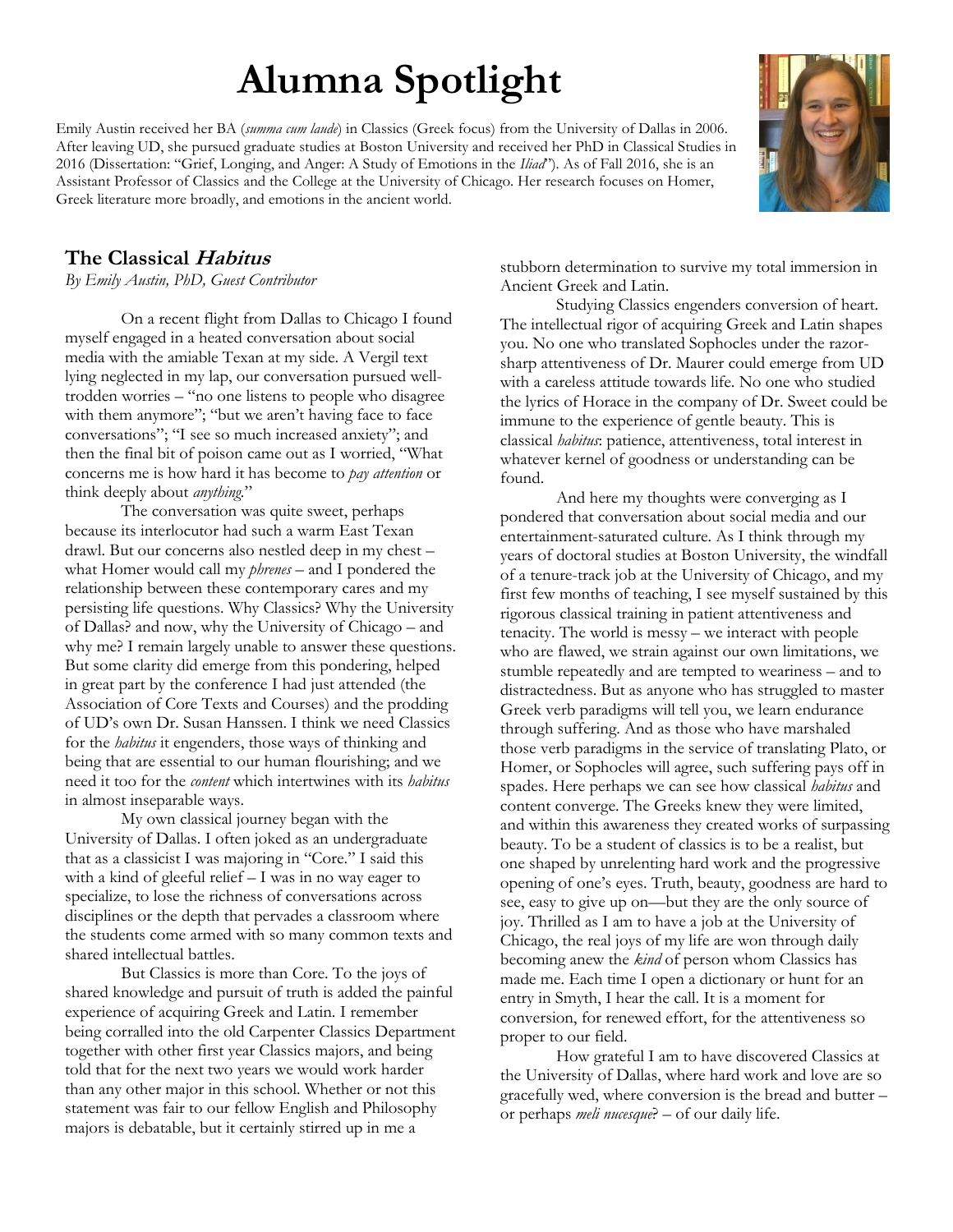# Alumna Spotlight

Emily Austin received her BA (*summa cum laude*) in Classics (Greek focus) from the University of Dallas in 2006. After leaving UD, she pursued graduate studies at Boston University and received her PhD in Classical Studies in 2016 (Dissertation: "Grief, Longing, and Anger: A Study of Emotions in the *Iliad*"). As of Fall 2016, she is an Assistant Professor of Classics and the College at the University of Chicago. Her research focuses on Homer, Greek literature more broadly, and emotions in the ancient world.

## The Classical *Habitus*

*By Emily Austin, PhD, Guest Contributor*

On a recent flight from Dallas to Chicago I found myself engaged in a heated conversation about social media with the amiable Texan at my side. A Vergil text lying neglected in my lap, our conversation pursued well-trodden worries – "no one listens to people who disagree with them anymore"; "but we aren't having face to face conversations"; "I see so much increased anxiety"; and then the final bit of poison came out as I worried, "What concerns me is how hard it has become to *pay attention* or think deeply about *anything*."

The conversation was quite sweet, perhaps because its interlocutor had such a warm East Texan drawl. But our concerns also nestled deep in my chest – what Homer would call my *phrenes* – and I pondered the relationship between these contemporary cares and my persisting life questions. Why Classics? Why the University of Dallas? and now, why the University of Chicago – and why me? I remain largely unable to answer these questions. But some clarity did emerge from this pondering, helped in great part by the conference I had just attended (the Association of Core Texts and Courses) and the prodding of UD's own Dr. Susan Hanssen. I think we need Classics for the *habitus* it engenders, those ways of thinking and being that are essential to our human flourishing; and we need it too for the *content* which intertwines with its *habitus* in almost inseparable ways.

My own classical journey began with the University of Dallas. I often joked as an undergraduate that as a classicist I was majoring in "Core." I said this with a kind of gleeful relief – I was in no way eager to specialize, to lose the richness of conversations across disciplines or the depth that pervades a classroom where the students come armed with so many common texts and shared intellectual battles.

But Classics is more than Core. To the joys of shared knowledge and pursuit of truth is added the painful experience of acquiring Greek and Latin. I remember being corralled into the old Carpenter Classics Department together with other first year Classics majors, and being told that for the next two years we would work harder than any other major in this school. Whether or not this statement was fair to our fellow English and Philosophy majors is debatable, but it certainly stirred up in me a stubborn determination to survive my total immersion in Ancient Greek and Latin.

Studying Classics engenders conversion of heart. The intellectual rigor of acquiring Greek and Latin shapes you. No one who translated Sophocles under the razor-sharp attentiveness of Dr. Maurer could emerge from UD with a careless attitude towards life. No one who studied the lyrics of Horace in the company of Dr. Sweet could be immune to the experience of gentle beauty. This is classical *habitus*: patience, attentiveness, total interest in whatever kernel of goodness or understanding can be found.

And here my thoughts were converging as I pondered that conversation about social media and our entertainment-saturated culture. As I think through my years of doctoral studies at Boston University, the windfall of a tenure-track job at the University of Chicago, and my first few months of teaching, I see myself sustained by this rigorous classical training in patient attentiveness and tenacity. The world is messy – we interact with people who are flawed, we strain against our own limitations, we stumble repeatedly and are tempted to weariness – and to distractedness. But as anyone who has struggled to master Greek verb paradigms will tell you, we learn endurance through suffering. And as those who have marshaled those verb paradigms in the service of translating Plato, or Homer, or Sophocles will agree, such suffering pays off in spades. Here perhaps we can see how classical *habitus* and content converge. The Greeks knew they were limited, and within this awareness they created works of surpassing beauty. To be a student of classics is to be a realist, but one shaped by unrelenting hard work and the progressive opening of one's eyes. Truth, beauty, goodness are hard to see, easy to give up on—but they are the only source of joy. Thrilled as I am to have a job at the University of Chicago, the real joys of my life are won through daily becoming anew the *kind* of person whom Classics has made me. Each time I open a dictionary or hunt for an entry in Smyth, I hear the call. It is a moment for conversion, for renewed effort, for the attentiveness so proper to our field.

How grateful I am to have discovered Classics at the University of Dallas, where hard work and love are so gracefully wed, where conversion is the bread and butter – or perhaps *meli nucesque*? – of our daily life.